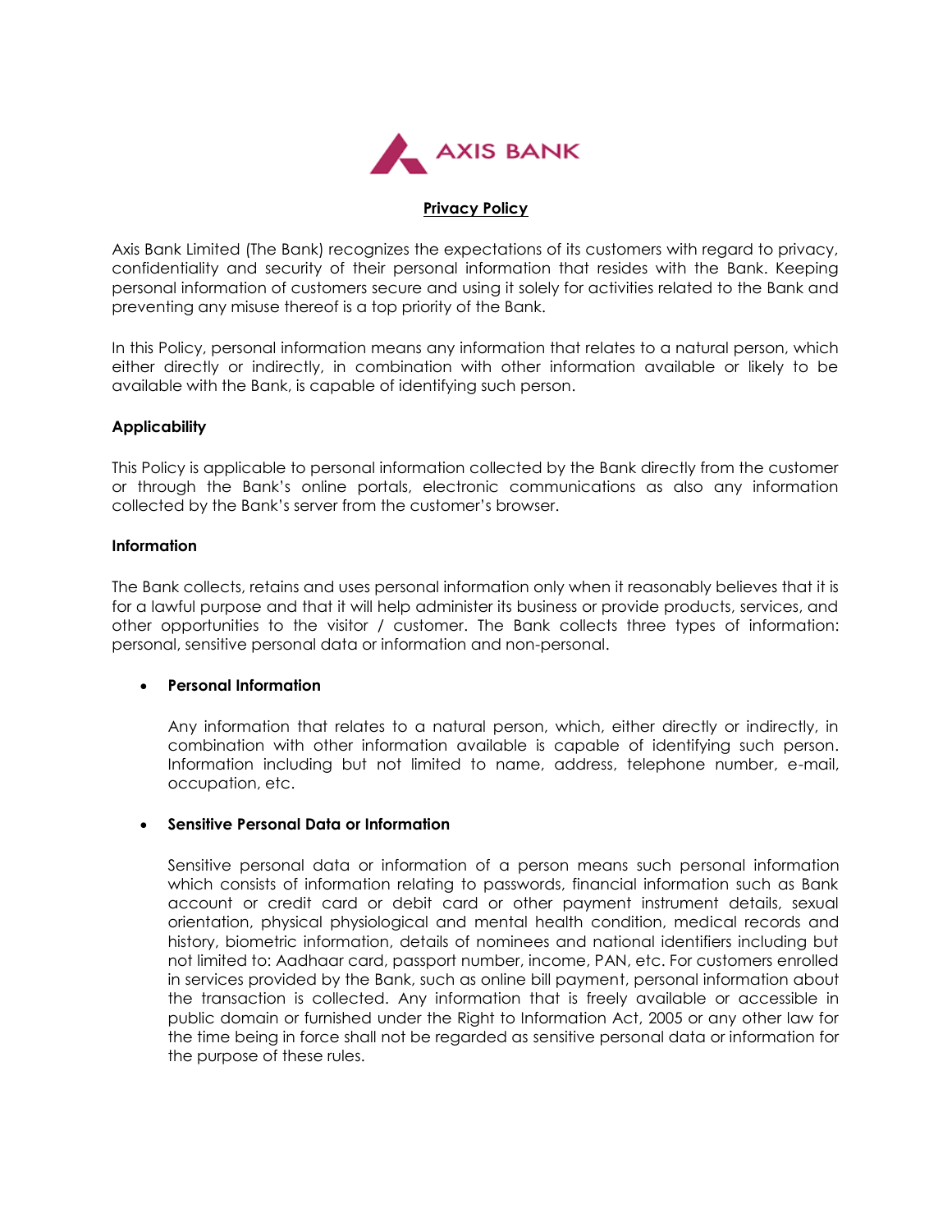AXIS BANK

# Privacy Policy

Axis Bank Limited (The Bank) recognizes the expectations of its customers with regard to privacy, confidentiality and security of their personal information that resides with the Bank. Keeping personal information of customers secure and using it solely for activities related to the Bank and preventing any misuse thereof is a top priority of the Bank.

In this Policy, personal information means any information that relates to a natural person, which either directly or indirectly, in combination with other information available or likely to be available with the Bank, is capable of identifying such person.

## Applicability

This Policy is applicable to personal information collected by the Bank directly from the customer or through the Bank's online portals, electronic communications as also any information collected by the Bank's server from the customer's browser.

## Information

The Bank collects, retains and uses personal information only when it reasonably believes that it is for a lawful purpose and that it will help administer its business or provide products, services, and other opportunities to the visitor / customer. The Bank collects three types of information: personal, sensitive personal data or information and non-personal.

- **Personal Information**

  Any information that relates to a natural person, which, either directly or indirectly, in combination with other information available is capable of identifying such person. Information including but not limited to name, address, telephone number, e-mail, occupation, etc.

- **Sensitive Personal Data or Information**

  Sensitive personal data or information of a person means such personal information which consists of information relating to passwords, financial information such as Bank account or credit card or debit card or other payment instrument details, sexual orientation, physical physiological and mental health condition, medical records and history, biometric information, details of nominees and national identifiers including but not limited to: Aadhaar card, passport number, income, PAN, etc. For customers enrolled in services provided by the Bank, such as online bill payment, personal information about the transaction is collected. Any information that is freely available or accessible in public domain or furnished under the Right to Information Act, 2005 or any other law for the time being in force shall not be regarded as sensitive personal data or information for the purpose of these rules.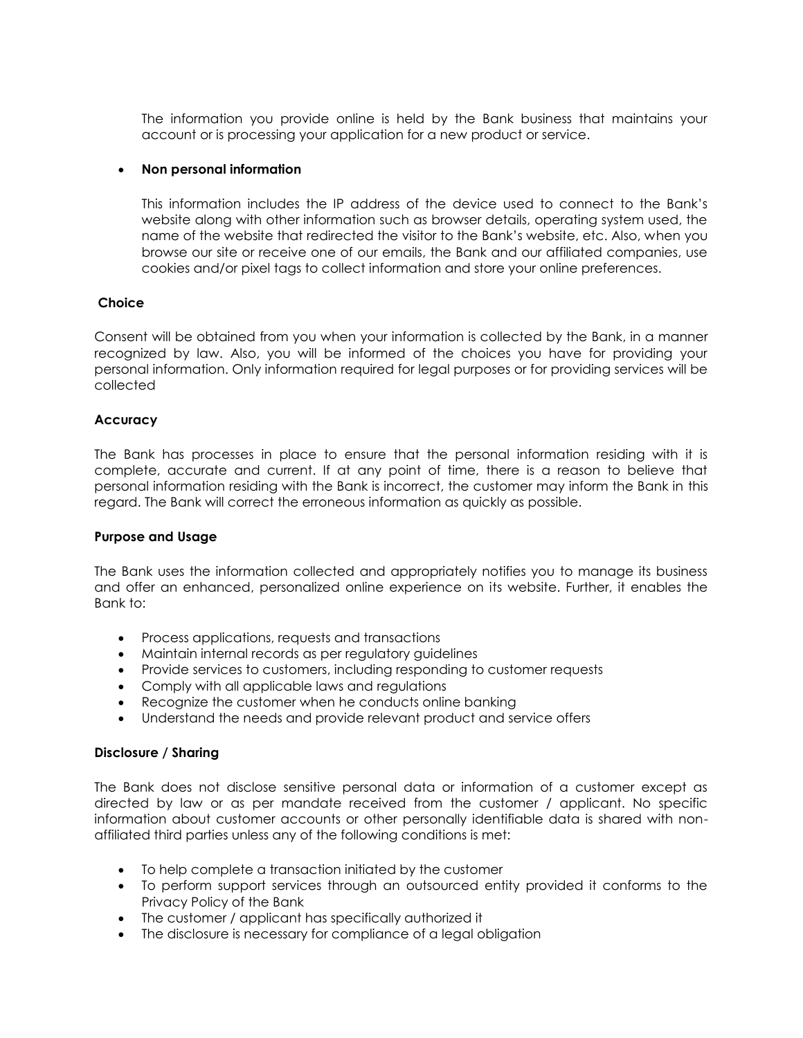The information you provide online is held by the Bank business that maintains your account or is processing your application for a new product or service.

- **Non personal information**

  This information includes the IP address of the device used to connect to the Bank's website along with other information such as browser details, operating system used, the name of the website that redirected the visitor to the Bank's website, etc. Also, when you browse our site or receive one of our emails, the Bank and our affiliated companies, use cookies and/or pixel tags to collect information and store your online preferences.

**Choice**

Consent will be obtained from you when your information is collected by the Bank, in a manner recognized by law. Also, you will be informed of the choices you have for providing your personal information. Only information required for legal purposes or for providing services will be collected

**Accuracy**

The Bank has processes in place to ensure that the personal information residing with it is complete, accurate and current. If at any point of time, there is a reason to believe that personal information residing with the Bank is incorrect, the customer may inform the Bank in this regard. The Bank will correct the erroneous information as quickly as possible.

**Purpose and Usage**

The Bank uses the information collected and appropriately notifies you to manage its business and offer an enhanced, personalized online experience on its website. Further, it enables the Bank to:

- Process applications, requests and transactions
- Maintain internal records as per regulatory guidelines
- Provide services to customers, including responding to customer requests
- Comply with all applicable laws and regulations
- Recognize the customer when he conducts online banking
- Understand the needs and provide relevant product and service offers

**Disclosure / Sharing**

The Bank does not disclose sensitive personal data or information of a customer except as directed by law or as per mandate received from the customer / applicant. No specific information about customer accounts or other personally identifiable data is shared with non-affiliated third parties unless any of the following conditions is met:

- To help complete a transaction initiated by the customer
- To perform support services through an outsourced entity provided it conforms to the Privacy Policy of the Bank
- The customer / applicant has specifically authorized it
- The disclosure is necessary for compliance of a legal obligation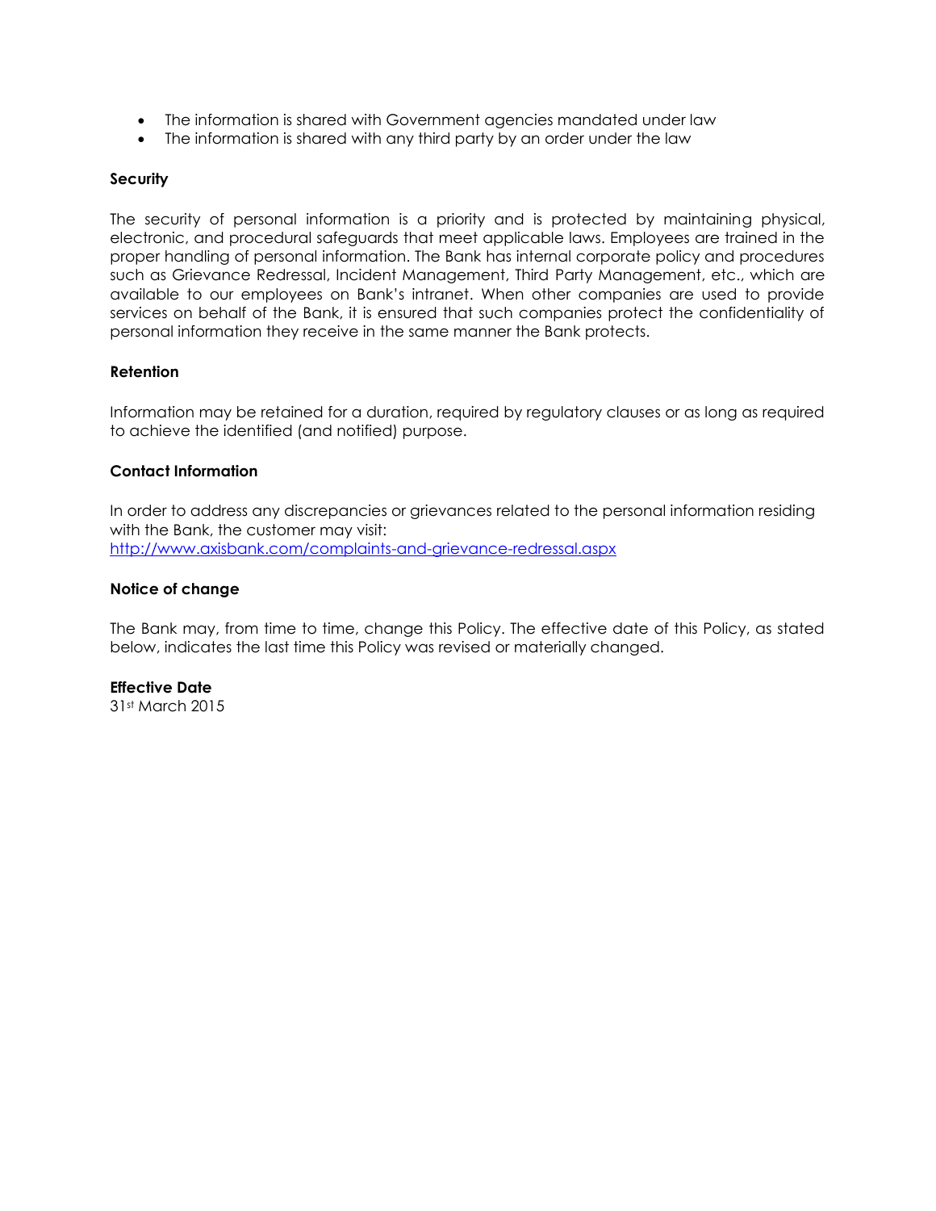- The information is shared with Government agencies mandated under law
- The information is shared with any third party by an order under the law

**Security**

The security of personal information is a priority and is protected by maintaining physical, electronic, and procedural safeguards that meet applicable laws. Employees are trained in the proper handling of personal information. The Bank has internal corporate policy and procedures such as Grievance Redressal, Incident Management, Third Party Management, etc., which are available to our employees on Bank's intranet. When other companies are used to provide services on behalf of the Bank, it is ensured that such companies protect the confidentiality of personal information they receive in the same manner the Bank protects.

**Retention**

Information may be retained for a duration, required by regulatory clauses or as long as required to achieve the identified (and notified) purpose.

**Contact Information**

In order to address any discrepancies or grievances related to the personal information residing with the Bank, the customer may visit:
[http://www.axisbank.com/complaints-and-grievance-redressal.aspx](http://www.axisbank.com/complaints-and-grievance-redressal.aspx)

**Notice of change**

The Bank may, from time to time, change this Policy. The effective date of this Policy, as stated below, indicates the last time this Policy was revised or materially changed.

**Effective Date**
31st March 2015